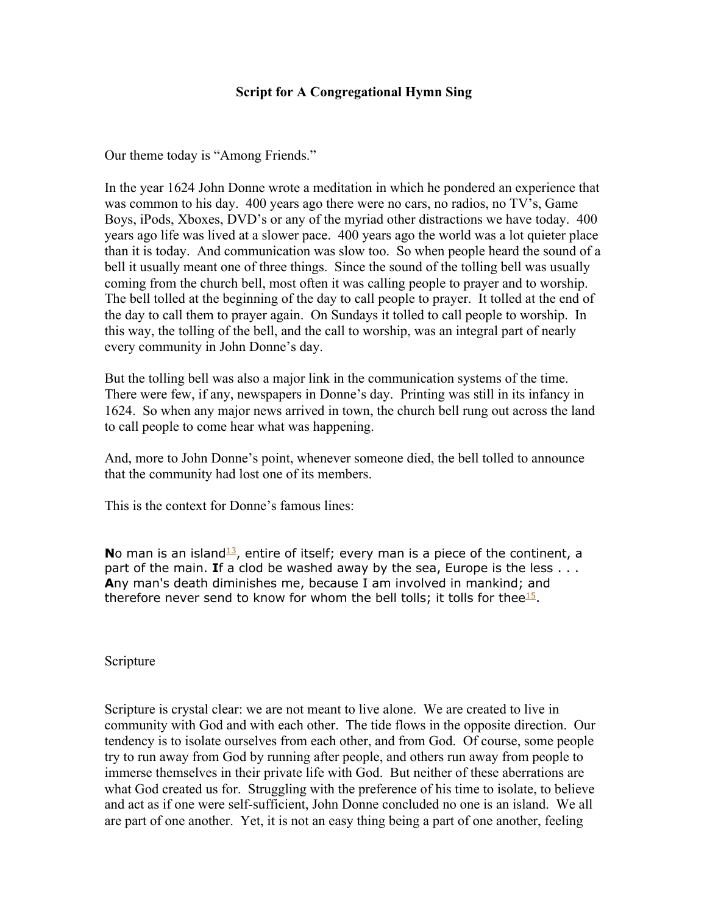# Script for A Congregational Hymn Sing

Our theme today is "Among Friends."

In the year 1624 John Donne wrote a meditation in which he pondered an experience that was common to his day. 400 years ago there were no cars, no radios, no TV's, Game Boys, iPods, Xboxes, DVD's or any of the myriad other distractions we have today. 400 years ago life was lived at a slower pace. 400 years ago the world was a lot quieter place than it is today. And communication was slow too. So when people heard the sound of a bell it usually meant one of three things. Since the sound of the tolling bell was usually coming from the church bell, most often it was calling people to prayer and to worship. The bell tolled at the beginning of the day to call people to prayer. It tolled at the end of the day to call them to prayer again. On Sundays it tolled to call people to worship. In this way, the tolling of the bell, and the call to worship, was an integral part of nearly every community in John Donne's day.

But the tolling bell was also a major link in the communication systems of the time. There were few, if any, newspapers in Donne's day. Printing was still in its infancy in 1624. So when any major news arrived in town, the church bell rung out across the land to call people to come hear what was happening.

And, more to John Donne's point, whenever someone died, the bell tolled to announce that the community had lost one of its members.

This is the context for Donne's famous lines:

**N**o man is an island[13], entire of itself; every man is a piece of the continent, a part of the main. **I**f a clod be washed away by the sea, Europe is the less . . . **A**ny man's death diminishes me, because I am involved in mankind; and therefore never send to know for whom the bell tolls; it tolls for thee[15].

Scripture

Scripture is crystal clear: we are not meant to live alone. We are created to live in community with God and with each other. The tide flows in the opposite direction. Our tendency is to isolate ourselves from each other, and from God. Of course, some people try to run away from God by running after people, and others run away from people to immerse themselves in their private life with God. But neither of these aberrations are what God created us for. Struggling with the preference of his time to isolate, to believe and act as if one were self-sufficient, John Donne concluded no one is an island. We all are part of one another. Yet, it is not an easy thing being a part of one another, feeling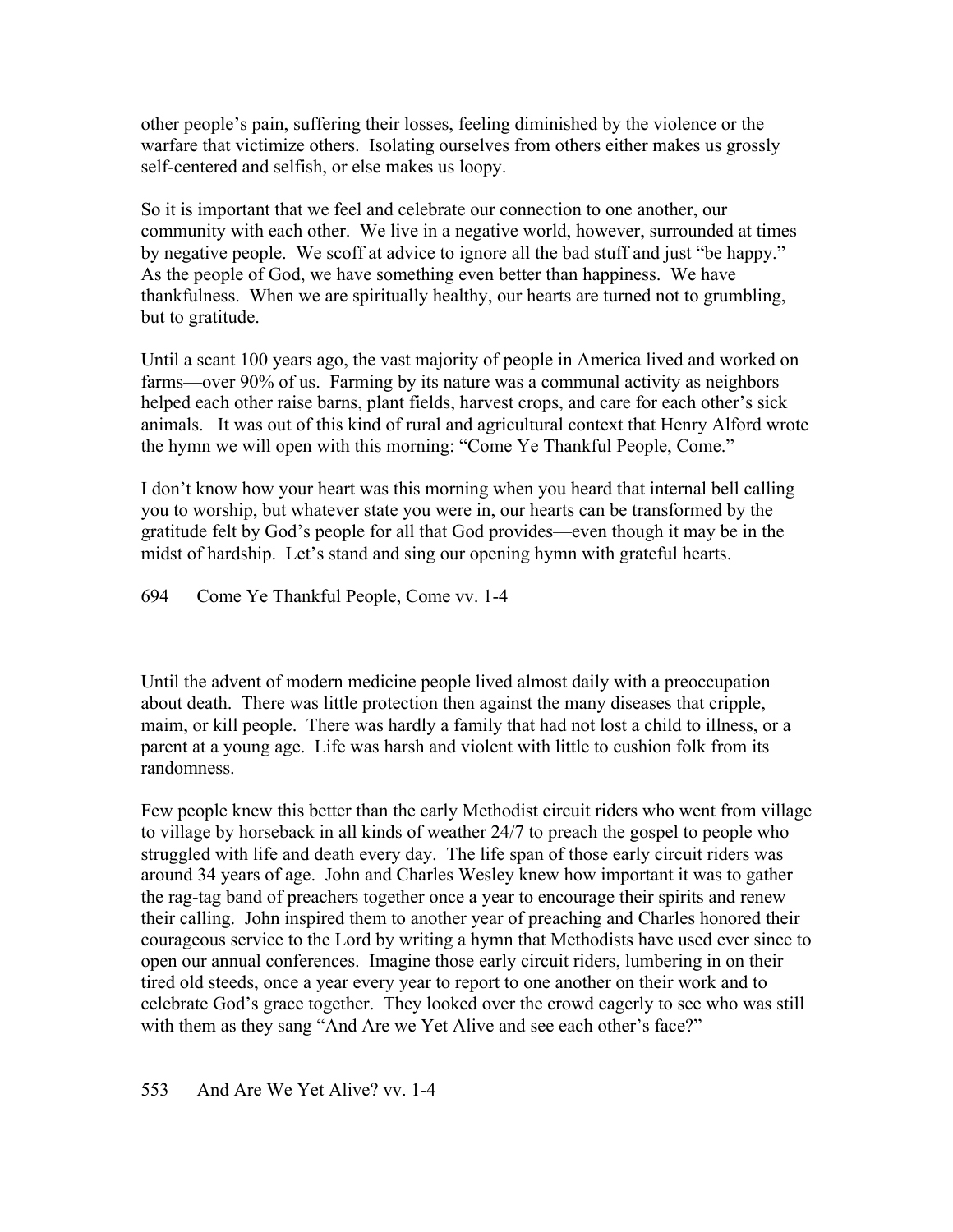other people's pain, suffering their losses, feeling diminished by the violence or the warfare that victimize others. Isolating ourselves from others either makes us grossly self-centered and selfish, or else makes us loopy.

So it is important that we feel and celebrate our connection to one another, our community with each other. We live in a negative world, however, surrounded at times by negative people. We scoff at advice to ignore all the bad stuff and just "be happy." As the people of God, we have something even better than happiness. We have thankfulness. When we are spiritually healthy, our hearts are turned not to grumbling, but to gratitude.

Until a scant 100 years ago, the vast majority of people in America lived and worked on farms—over 90% of us. Farming by its nature was a communal activity as neighbors helped each other raise barns, plant fields, harvest crops, and care for each other's sick animals. It was out of this kind of rural and agricultural context that Henry Alford wrote the hymn we will open with this morning: "Come Ye Thankful People, Come."

I don't know how your heart was this morning when you heard that internal bell calling you to worship, but whatever state you were in, our hearts can be transformed by the gratitude felt by God's people for all that God provides—even though it may be in the midst of hardship. Let's stand and sing our opening hymn with grateful hearts.

694 Come Ye Thankful People, Come vv. 1-4

Until the advent of modern medicine people lived almost daily with a preoccupation about death. There was little protection then against the many diseases that cripple, maim, or kill people. There was hardly a family that had not lost a child to illness, or a parent at a young age. Life was harsh and violent with little to cushion folk from its randomness.

Few people knew this better than the early Methodist circuit riders who went from village to village by horseback in all kinds of weather 24/7 to preach the gospel to people who struggled with life and death every day. The life span of those early circuit riders was around 34 years of age. John and Charles Wesley knew how important it was to gather the rag-tag band of preachers together once a year to encourage their spirits and renew their calling. John inspired them to another year of preaching and Charles honored their courageous service to the Lord by writing a hymn that Methodists have used ever since to open our annual conferences. Imagine those early circuit riders, lumbering in on their tired old steeds, once a year every year to report to one another on their work and to celebrate God's grace together. They looked over the crowd eagerly to see who was still with them as they sang "And Are we Yet Alive and see each other's face?"

553 And Are We Yet Alive? vv. 1-4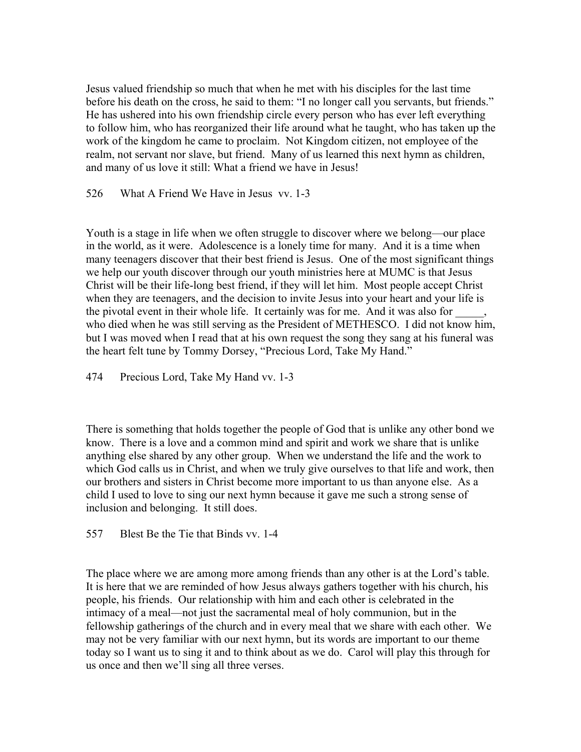Jesus valued friendship so much that when he met with his disciples for the last time before his death on the cross, he said to them: "I no longer call you servants, but friends." He has ushered into his own friendship circle every person who has ever left everything to follow him, who has reorganized their life around what he taught, who has taken up the work of the kingdom he came to proclaim. Not Kingdom citizen, not employee of the realm, not servant nor slave, but friend. Many of us learned this next hymn as children, and many of us love it still: What a friend we have in Jesus!

526 What A Friend We Have in Jesus vv. 1-3

Youth is a stage in life when we often struggle to discover where we belong—our place in the world, as it were. Adolescence is a lonely time for many. And it is a time when many teenagers discover that their best friend is Jesus. One of the most significant things we help our youth discover through our youth ministries here at MUMC is that Jesus Christ will be their life-long best friend, if they will let him. Most people accept Christ when they are teenagers, and the decision to invite Jesus into your heart and your life is the pivotal event in their whole life. It certainly was for me. And it was also for _____, who died when he was still serving as the President of METHESCO. I did not know him, but I was moved when I read that at his own request the song they sang at his funeral was the heart felt tune by Tommy Dorsey, "Precious Lord, Take My Hand."

474 Precious Lord, Take My Hand vv. 1-3

There is something that holds together the people of God that is unlike any other bond we know. There is a love and a common mind and spirit and work we share that is unlike anything else shared by any other group. When we understand the life and the work to which God calls us in Christ, and when we truly give ourselves to that life and work, then our brothers and sisters in Christ become more important to us than anyone else. As a child I used to love to sing our next hymn because it gave me such a strong sense of inclusion and belonging. It still does.

557 Blest Be the Tie that Binds vv. 1-4

The place where we are among more among friends than any other is at the Lord's table. It is here that we are reminded of how Jesus always gathers together with his church, his people, his friends. Our relationship with him and each other is celebrated in the intimacy of a meal—not just the sacramental meal of holy communion, but in the fellowship gatherings of the church and in every meal that we share with each other. We may not be very familiar with our next hymn, but its words are important to our theme today so I want us to sing it and to think about as we do. Carol will play this through for us once and then we'll sing all three verses.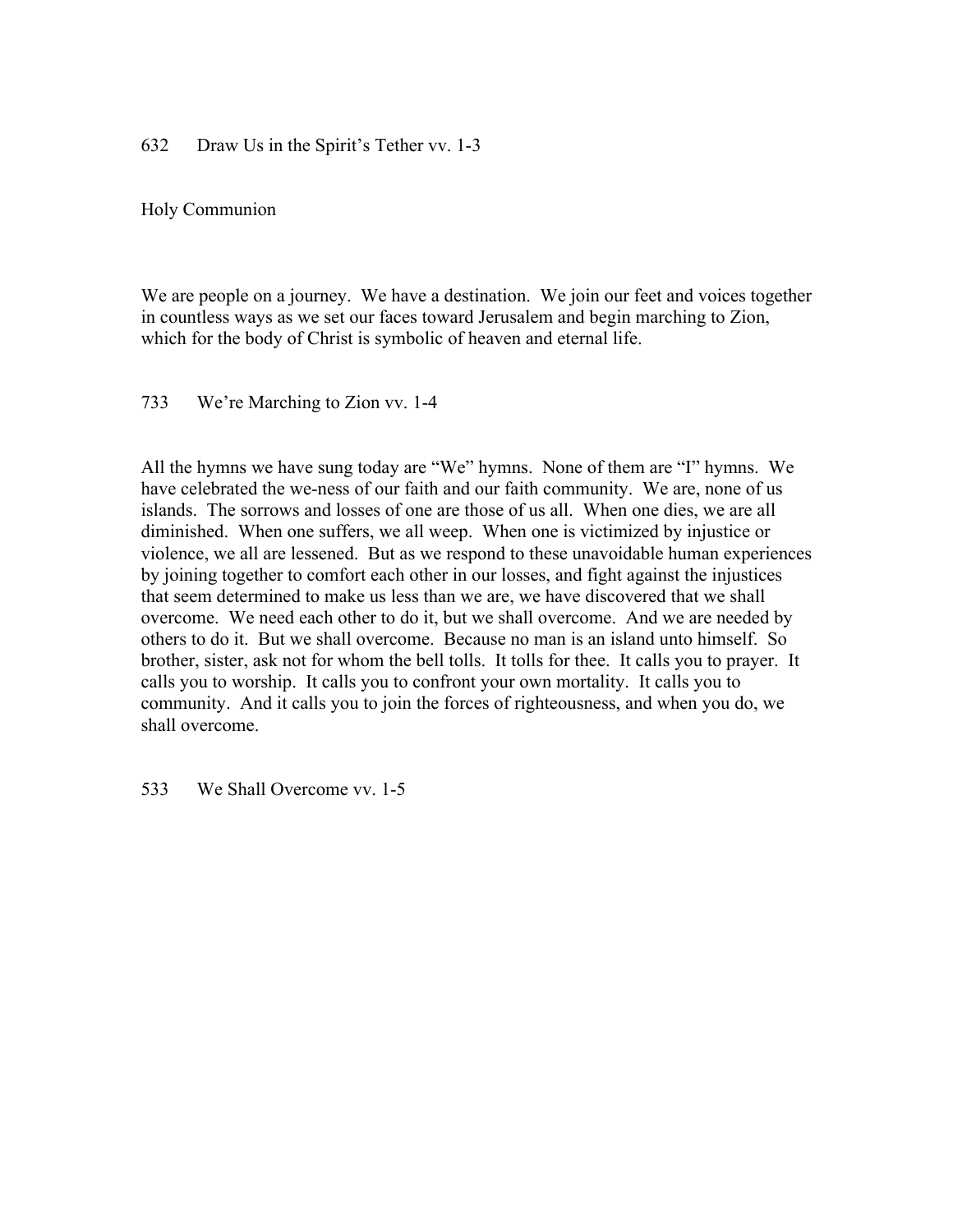632 Draw Us in the Spirit's Tether vv. 1-3

Holy Communion

We are people on a journey. We have a destination. We join our feet and voices together in countless ways as we set our faces toward Jerusalem and begin marching to Zion, which for the body of Christ is symbolic of heaven and eternal life.

733 We're Marching to Zion vv. 1-4

All the hymns we have sung today are "We" hymns. None of them are "I" hymns. We have celebrated the we-ness of our faith and our faith community. We are, none of us islands. The sorrows and losses of one are those of us all. When one dies, we are all diminished. When one suffers, we all weep. When one is victimized by injustice or violence, we all are lessened. But as we respond to these unavoidable human experiences by joining together to comfort each other in our losses, and fight against the injustices that seem determined to make us less than we are, we have discovered that we shall overcome. We need each other to do it, but we shall overcome. And we are needed by others to do it. But we shall overcome. Because no man is an island unto himself. So brother, sister, ask not for whom the bell tolls. It tolls for thee. It calls you to prayer. It calls you to worship. It calls you to confront your own mortality. It calls you to community. And it calls you to join the forces of righteousness, and when you do, we shall overcome.

533 We Shall Overcome vv. 1-5